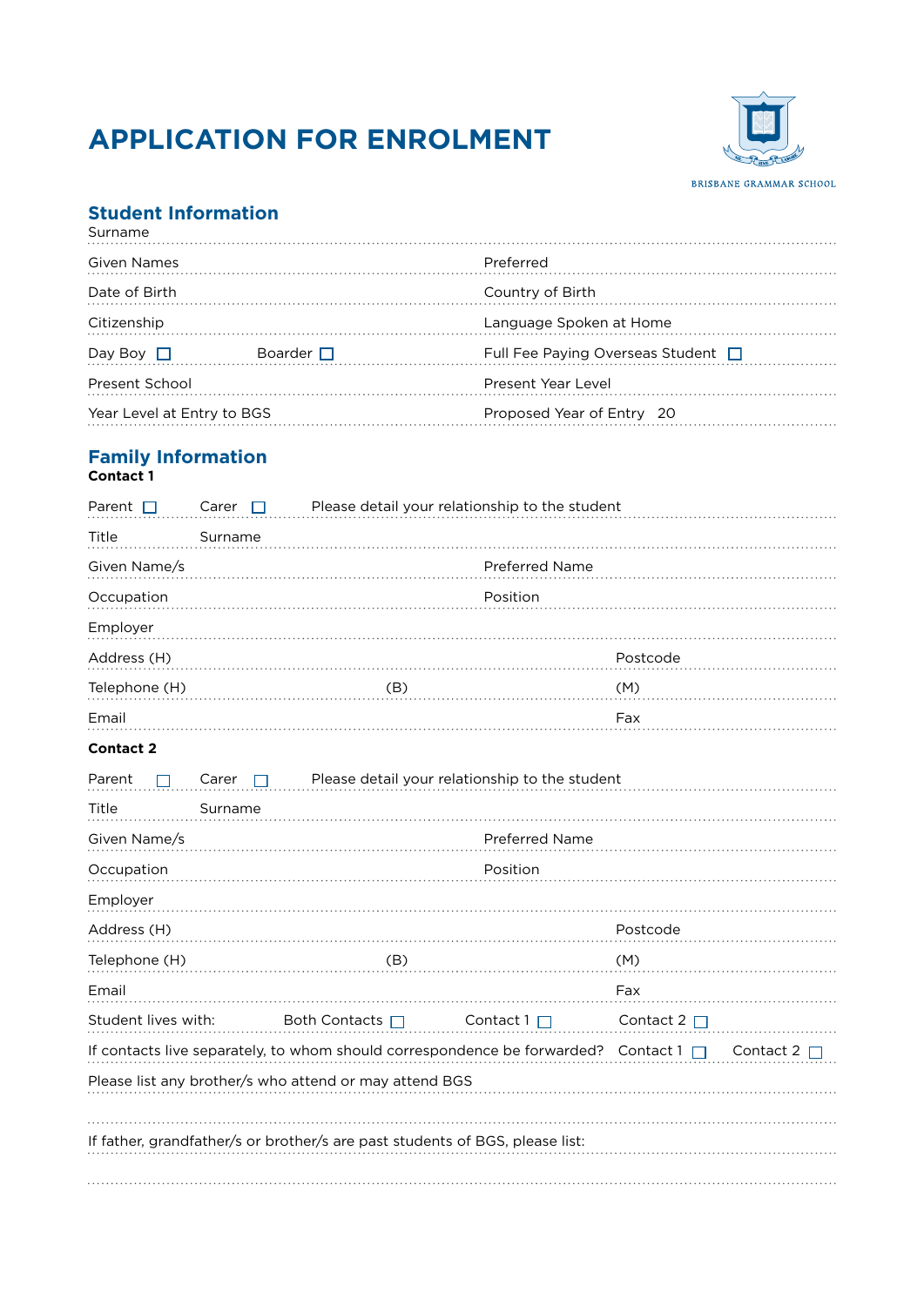# APPLICATION FOR ENROLMENT

BRISBANE GRAMMAR SCHOOL

## Student Information

Surname ..............................................................................................................................

Given Names .............................................. Preferred ..............................................

Date of Birth .............................................. Country of Birth ..............................................

Citizenship .............................................. Language Spoken at Home ..............................................

Day Boy ☐ Boarder ☐ Full Fee Paying Overseas Student ☐

Present School .............................................. Present Year Level ..............................................

Year Level at Entry to BGS .............................................. Proposed Year of Entry 20 ..........

## Family Information

**Contact 1**

Parent ☐ Carer ☐ Please detail your relationship to the student ..............................................

Title .......... Surname ..............................................

Given Name/s .............................................. Preferred Name ..............................................

Occupation .............................................. Position ..............................................

Employer ..............................................

Address (H) .............................................. Postcode ..........

Telephone (H) .......................... (B) .......................... (M) ..........................

Email .............................................. Fax ..........................

**Contact 2**

Parent ☐ Carer ☐ Please detail your relationship to the student ..............................................

Title .......... Surname ..............................................

Given Name/s .............................................. Preferred Name ..............................................

Occupation .............................................. Position ..............................................

Employer ..............................................

Address (H) .............................................. Postcode ..........

Telephone (H) .......................... (B) .......................... (M) ..........................

Email .............................................. Fax ..........................

Student lives with: Both Contacts ☐ Contact 1 ☐ Contact 2 ☐

If contacts live separately, to whom should correspondence be forwarded? Contact 1 ☐ Contact 2 ☐

Please list any brother/s who attend or may attend BGS ..............................................

..............................................................................................................................

If father, grandfather/s or brother/s are past students of BGS, please list:

..............................................................................................................................

..............................................................................................................................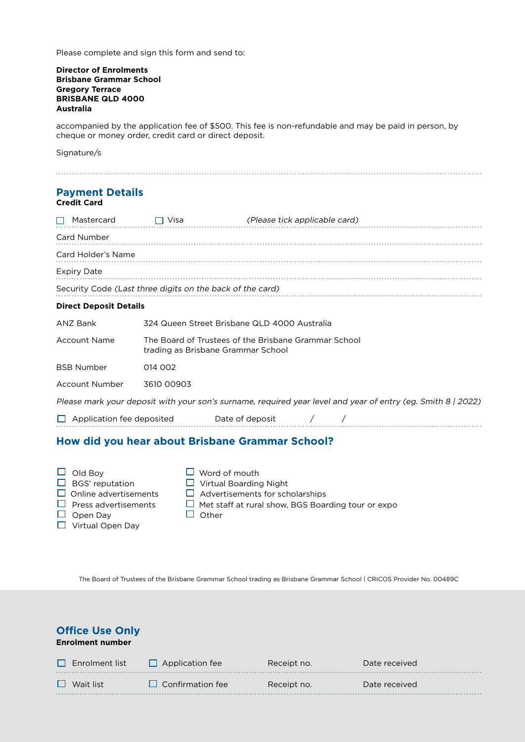Please complete and sign this form and send to:

**Director of Enrolments**
**Brisbane Grammar School**
**Gregory Terrace**
**BRISBANE QLD 4000**
**Australia**

accompanied by the application fee of $500. This fee is non-refundable and may be paid in person, by cheque or money order, credit card or direct deposit.

Signature/s

## Payment Details

**Credit Card**

☐ Mastercard ☐ Visa *(Please tick applicable card)*

Card Number

Card Holder's Name

Expiry Date

Security Code *(Last three digits on the back of the card)*

**Direct Deposit Details**

| | |
|---|---|
| ANZ Bank | 324 Queen Street Brisbane QLD 4000 Australia |
| Account Name | The Board of Trustees of the Brisbane Grammar School trading as Brisbane Grammar School |
| BSB Number | 014 002 |
| Account Number | 3610 00903 |

*Please mark your deposit with your son's surname, required year level and year of entry (eg. Smith 8 | 2022)*

☐ Application fee deposited Date of deposit / /

## How did you hear about Brisbane Grammar School?

- ☐ Old Boy
- ☐ BGS' reputation
- ☐ Online advertisements
- ☐ Press advertisements
- ☐ Open Day
- ☐ Virtual Open Day
- ☐ Word of mouth
- ☐ Virtual Boarding Night
- ☐ Advertisements for scholarships
- ☐ Met staff at rural show, BGS Boarding tour or expo
- ☐ Other

The Board of Trustees of the Brisbane Grammar School trading as Brisbane Grammar School | CRICOS Provider No. 00489C

## Office Use Only

**Enrolment number**

| | | | |
|---|---|---|---|
| ☐ Enrolment list | ☐ Application fee | Receipt no. | Date received |
| ☐ Wait list | ☐ Confirmation fee | Receipt no. | Date received |